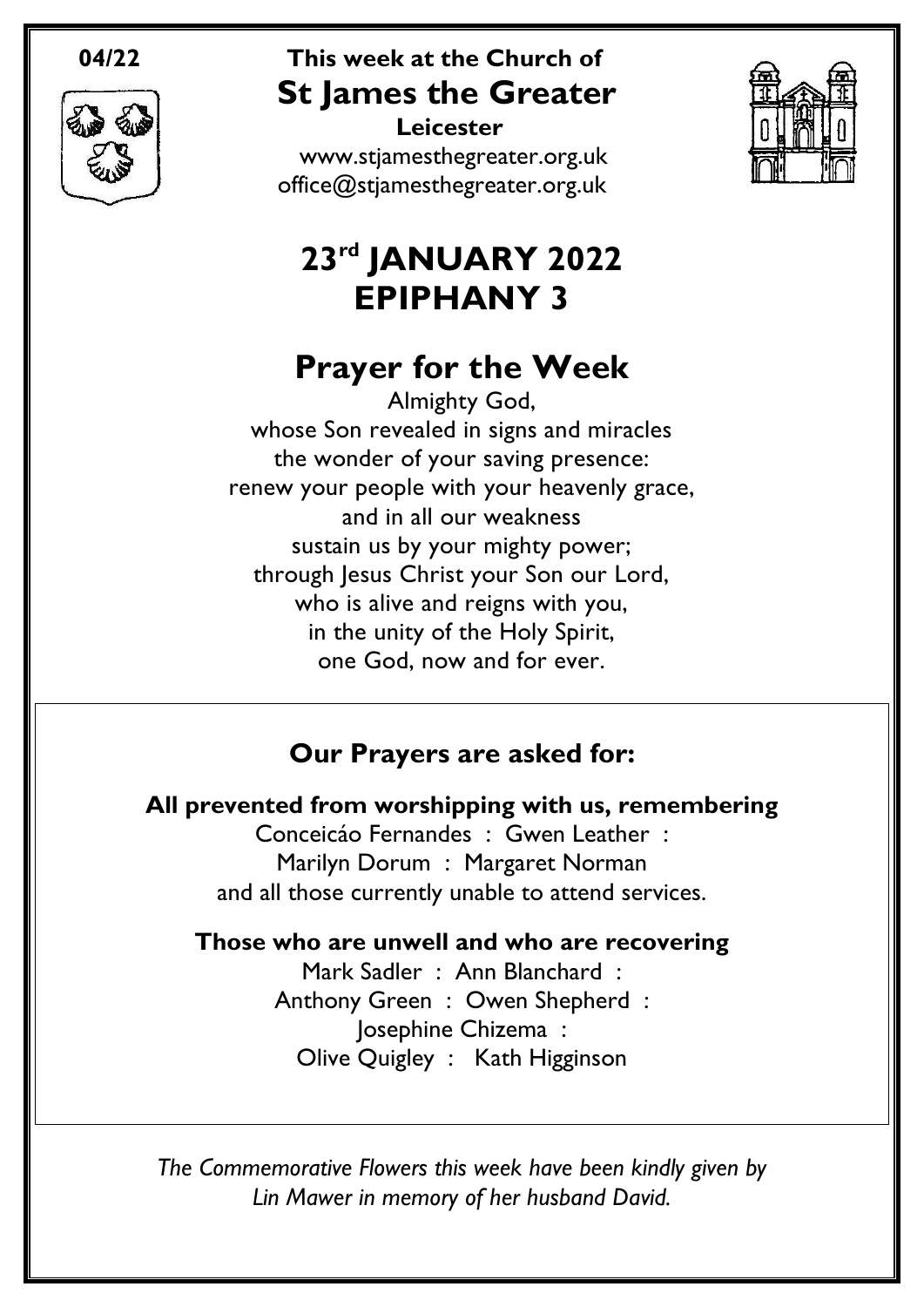**04/22**

This week at the Church of

# St James the Greater

**Leicester**

www.stjamesthegreater.org.uk
office@stjamesthegreater.org.uk

# 23rd JANUARY 2022
# EPIPHANY 3

## Prayer for the Week

Almighty God,
whose Son revealed in signs and miracles
the wonder of your saving presence:
renew your people with your heavenly grace,
and in all our weakness
sustain us by your mighty power;
through Jesus Christ your Son our Lord,
who is alive and reigns with you,
in the unity of the Holy Spirit,
one God, now and for ever.

### Our Prayers are asked for:

**All prevented from worshipping with us, remembering**

Conceicáo Fernandes : Gwen Leather :
Marilyn Dorum : Margaret Norman
and all those currently unable to attend services.

**Those who are unwell and who are recovering**

Mark Sadler : Ann Blanchard :
Anthony Green : Owen Shepherd :
Josephine Chizema :
Olive Quigley : Kath Higginson

*The Commemorative Flowers this week have been kindly given by Lin Mawer in memory of her husband David.*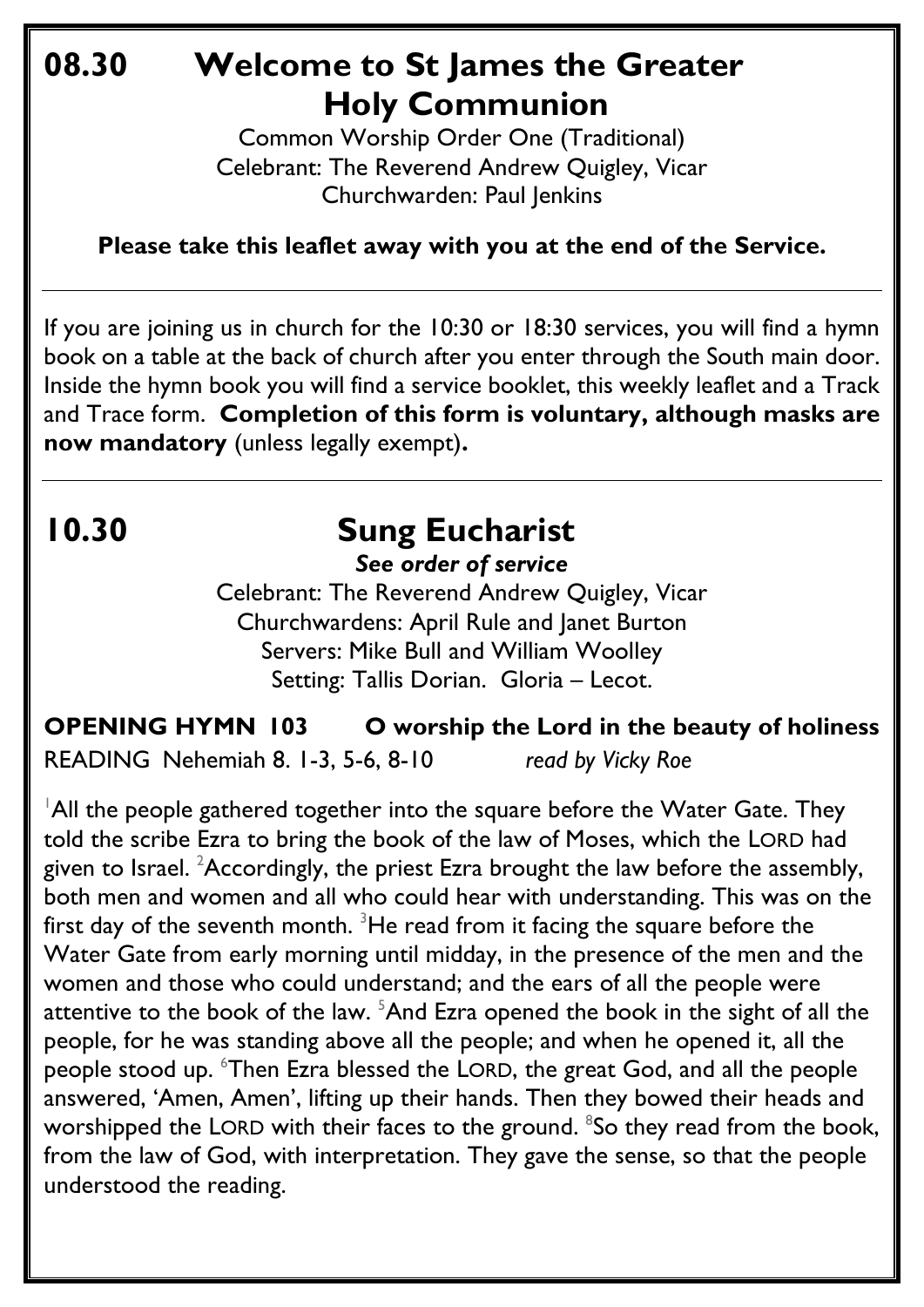# 08.30 Welcome to St James the Greater Holy Communion

Common Worship Order One (Traditional)
Celebrant: The Reverend Andrew Quigley, Vicar
Churchwarden: Paul Jenkins

**Please take this leaflet away with you at the end of the Service.**

---

If you are joining us in church for the 10:30 or 18:30 services, you will find a hymn book on a table at the back of church after you enter through the South main door. Inside the hymn book you will find a service booklet, this weekly leaflet and a Track and Trace form. **Completion of this form is voluntary, although masks are now mandatory** (unless legally exempt)**.**

---

# 10.30 Sung Eucharist

***See order of service***

Celebrant: The Reverend Andrew Quigley, Vicar
Churchwardens: April Rule and Janet Burton
Servers: Mike Bull and William Woolley
Setting: Tallis Dorian. Gloria – Lecot.

**OPENING HYMN 103 O worship the Lord in the beauty of holiness**

READING Nehemiah 8. 1-3, 5-6, 8-10 *read by Vicky Roe*

[1]All the people gathered together into the square before the Water Gate. They told the scribe Ezra to bring the book of the law of Moses, which the LORD had given to Israel. [2]Accordingly, the priest Ezra brought the law before the assembly, both men and women and all who could hear with understanding. This was on the first day of the seventh month. [3]He read from it facing the square before the Water Gate from early morning until midday, in the presence of the men and the women and those who could understand; and the ears of all the people were attentive to the book of the law. [5]And Ezra opened the book in the sight of all the people, for he was standing above all the people; and when he opened it, all the people stood up. [6]Then Ezra blessed the LORD, the great God, and all the people answered, 'Amen, Amen', lifting up their hands. Then they bowed their heads and worshipped the LORD with their faces to the ground. [8]So they read from the book, from the law of God, with interpretation. They gave the sense, so that the people understood the reading.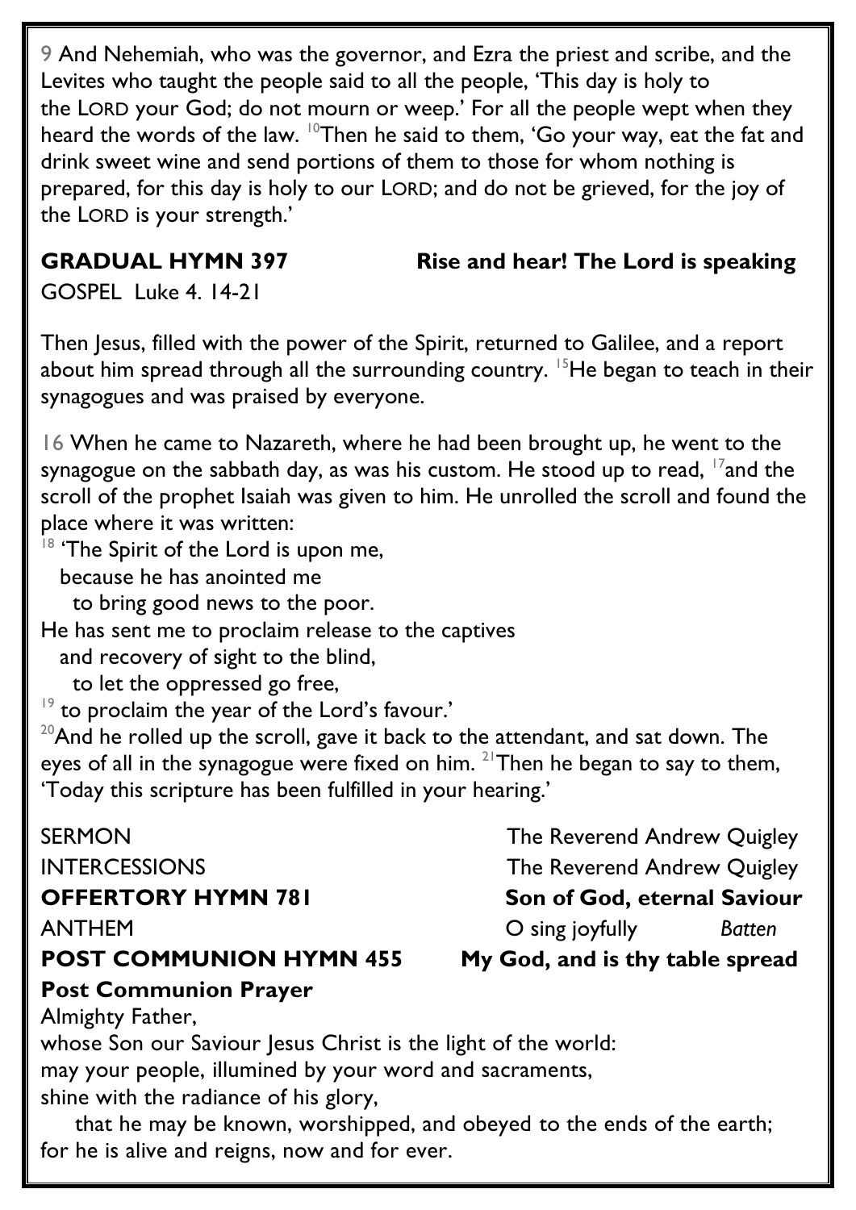9 And Nehemiah, who was the governor, and Ezra the priest and scribe, and the Levites who taught the people said to all the people, 'This day is holy to the LORD your God; do not mourn or weep.' For all the people wept when they heard the words of the law. [10]Then he said to them, 'Go your way, eat the fat and drink sweet wine and send portions of them to those for whom nothing is prepared, for this day is holy to our LORD; and do not be grieved, for the joy of the LORD is your strength.'

**GRADUAL HYMN 397** **Rise and hear! The Lord is speaking**

GOSPEL Luke 4. 14-21

Then Jesus, filled with the power of the Spirit, returned to Galilee, and a report about him spread through all the surrounding country. [15]He began to teach in their synagogues and was praised by everyone.

16 When he came to Nazareth, where he had been brought up, he went to the synagogue on the sabbath day, as was his custom. He stood up to read, [17]and the scroll of the prophet Isaiah was given to him. He unrolled the scroll and found the place where it was written:

[18] 'The Spirit of the Lord is upon me,
 because he has anointed me
 to bring good news to the poor.
He has sent me to proclaim release to the captives
 and recovery of sight to the blind,
 to let the oppressed go free,
[19] to proclaim the year of the Lord's favour.'

[20]And he rolled up the scroll, gave it back to the attendant, and sat down. The eyes of all in the synagogue were fixed on him. [21]Then he began to say to them, 'Today this scripture has been fulfilled in your hearing.'

SERMON The Reverend Andrew Quigley

INTERCESSIONS The Reverend Andrew Quigley

**OFFERTORY HYMN 781** **Son of God, eternal Saviour**

ANTHEM O sing joyfully *Batten*

**POST COMMUNION HYMN 455** **My God, and is thy table spread**

**Post Communion Prayer**

Almighty Father,
whose Son our Saviour Jesus Christ is the light of the world:
may your people, illumined by your word and sacraments,
shine with the radiance of his glory,
 that he may be known, worshipped, and obeyed to the ends of the earth;
for he is alive and reigns, now and for ever.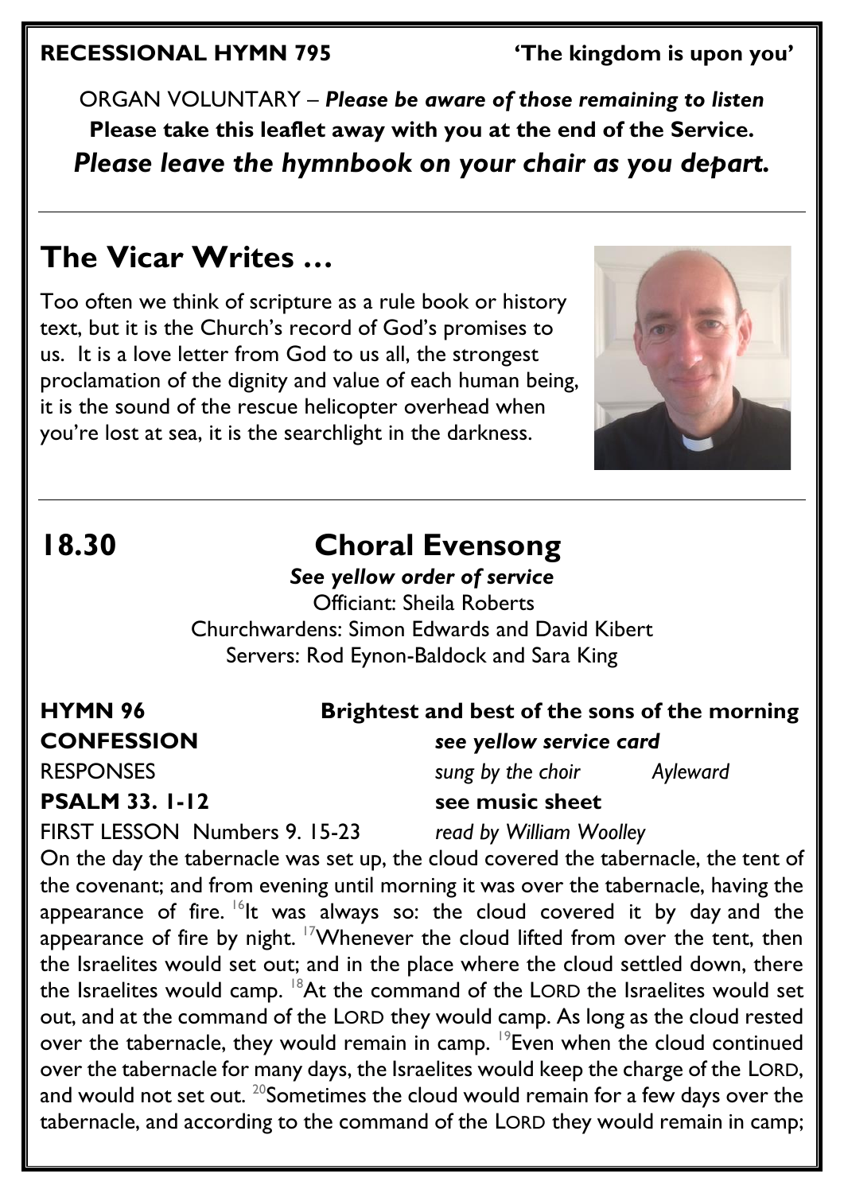**RECESSIONAL HYMN 795** **'The kingdom is upon you'**

ORGAN VOLUNTARY – ***Please be aware of those remaining to listen***

**Please take this leaflet away with you at the end of the Service.**

***Please leave the hymnbook on your chair as you depart.***

## The Vicar Writes …

Too often we think of scripture as a rule book or history text, but it is the Church's record of God's promises to us. It is a love letter from God to us all, the strongest proclamation of the dignity and value of each human being, it is the sound of the rescue helicopter overhead when you're lost at sea, it is the searchlight in the darkness.

## 18.30 Choral Evensong

***See yellow order of service***

Officiant: Sheila Roberts

Churchwardens: Simon Edwards and David Kibert

Servers: Rod Eynon-Baldock and Sara King

**HYMN 96** **Brightest and best of the sons of the morning**

**CONFESSION** ***see yellow service card***

RESPONSES *sung by the choir* *Ayleward*

**PSALM 33. 1-12** **see music sheet**

FIRST LESSON Numbers 9. 15-23 *read by William Woolley*

On the day the tabernacle was set up, the cloud covered the tabernacle, the tent of the covenant; and from evening until morning it was over the tabernacle, having the appearance of fire. [16]It was always so: the cloud covered it by day and the appearance of fire by night. [17]Whenever the cloud lifted from over the tent, then the Israelites would set out; and in the place where the cloud settled down, there the Israelites would camp. [18]At the command of the LORD the Israelites would set out, and at the command of the LORD they would camp. As long as the cloud rested over the tabernacle, they would remain in camp. [19]Even when the cloud continued over the tabernacle for many days, the Israelites would keep the charge of the LORD, and would not set out. [20]Sometimes the cloud would remain for a few days over the tabernacle, and according to the command of the LORD they would remain in camp;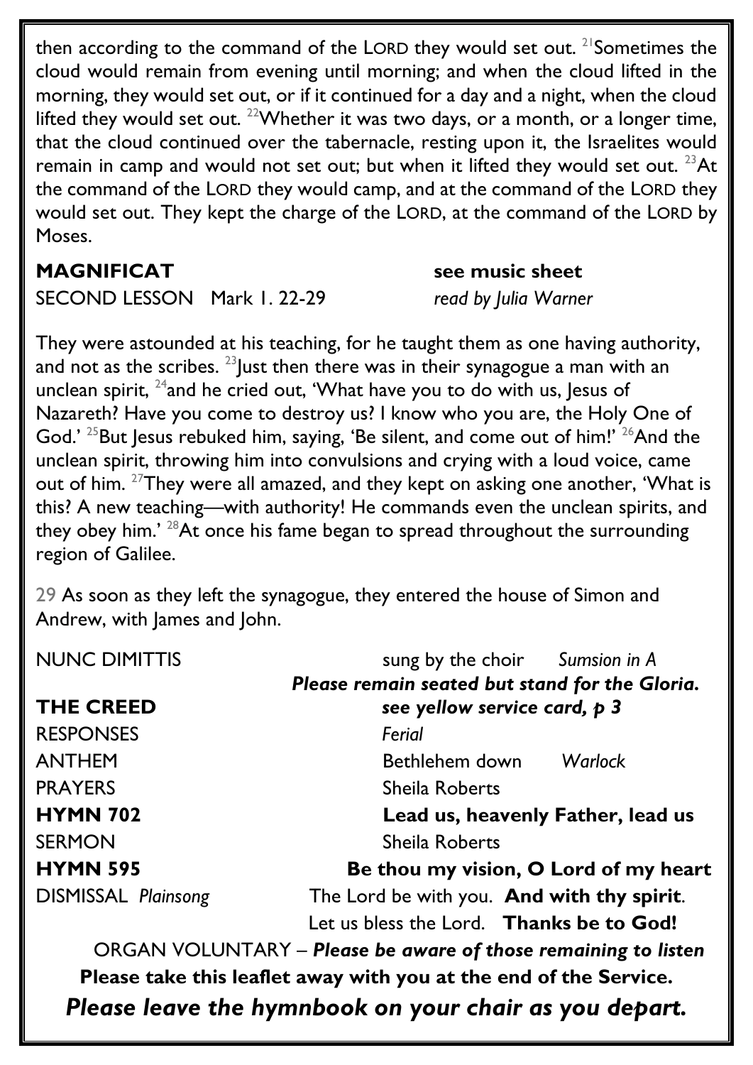then according to the command of the LORD they would set out. [21]Sometimes the cloud would remain from evening until morning; and when the cloud lifted in the morning, they would set out, or if it continued for a day and a night, when the cloud lifted they would set out. [22]Whether it was two days, or a month, or a longer time, that the cloud continued over the tabernacle, resting upon it, the Israelites would remain in camp and would not set out; but when it lifted they would set out. [23]At the command of the LORD they would camp, and at the command of the LORD they would set out. They kept the charge of the LORD, at the command of the LORD by Moses.

**MAGNIFICAT** **see music sheet**

SECOND LESSON Mark 1. 22-29 *read by Julia Warner*

They were astounded at his teaching, for he taught them as one having authority, and not as the scribes. [23]Just then there was in their synagogue a man with an unclean spirit, [24]and he cried out, 'What have you to do with us, Jesus of Nazareth? Have you come to destroy us? I know who you are, the Holy One of God.' [25]But Jesus rebuked him, saying, 'Be silent, and come out of him!' [26]And the unclean spirit, throwing him into convulsions and crying with a loud voice, came out of him. [27]They were all amazed, and they kept on asking one another, 'What is this? A new teaching—with authority! He commands even the unclean spirits, and they obey him.' [28]At once his fame began to spread throughout the surrounding region of Galilee.

29 As soon as they left the synagogue, they entered the house of Simon and Andrew, with James and John.

NUNC DIMITTIS sung by the choir *Sumsion in A*

***Please remain seated but stand for the Gloria.***

**THE CREED** ***see yellow service card, p 3***

RESPONSES *Ferial*

ANTHEM Bethlehem down *Warlock*

PRAYERS Sheila Roberts

**HYMN 702** **Lead us, heavenly Father, lead us**

SERMON Sheila Roberts

**HYMN 595** **Be thou my vision, O Lord of my heart**

DISMISSAL *Plainsong* The Lord be with you. **And with thy spirit**.
Let us bless the Lord. **Thanks be to God!**

ORGAN VOLUNTARY – ***Please be aware of those remaining to listen***

**Please take this leaflet away with you at the end of the Service.**

***Please leave the hymnbook on your chair as you depart.***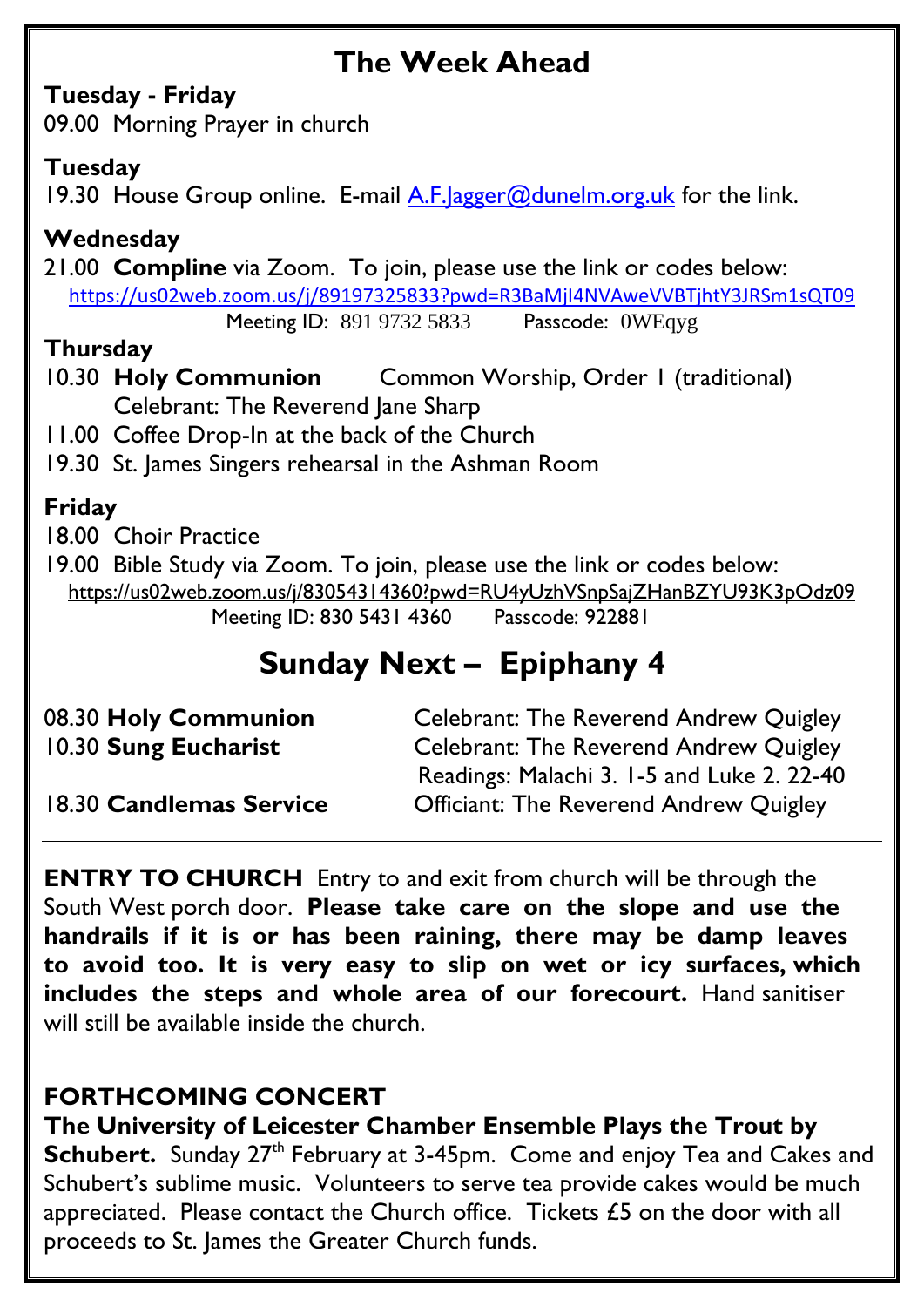# The Week Ahead

**Tuesday - Friday**

09.00 Morning Prayer in church

**Tuesday**

19.30 House Group online. E-mail A.F.Jagger@dunelm.org.uk for the link.

**Wednesday**

21.00 **Compline** via Zoom. To join, please use the link or codes below:
https://us02web.zoom.us/j/89197325833?pwd=R3BaMjI4NVAweVVBTjhtY3JRSm1sQT09
Meeting ID: 891 9732 5833 Passcode: 0WEqyg

**Thursday**

10.30 **Holy Communion** Common Worship, Order 1 (traditional)
Celebrant: The Reverend Jane Sharp

11.00 Coffee Drop-In at the back of the Church

19.30 St. James Singers rehearsal in the Ashman Room

**Friday**

18.00 Choir Practice

19.00 Bible Study via Zoom. To join, please use the link or codes below:
https://us02web.zoom.us/j/83054314360?pwd=RU4yUzhVSnpSajZHanBZYU93K3pOdz09
Meeting ID: 830 5431 4360 Passcode: 922881

# Sunday Next – Epiphany 4

08.30 **Holy Communion** — Celebrant: The Reverend Andrew Quigley

10.30 **Sung Eucharist** — Celebrant: The Reverend Andrew Quigley
Readings: Malachi 3. 1-5 and Luke 2. 22-40

18.30 **Candlemas Service** — Officiant: The Reverend Andrew Quigley

---

**ENTRY TO CHURCH** Entry to and exit from church will be through the South West porch door. **Please take care on the slope and use the handrails if it is or has been raining, there may be damp leaves to avoid too. It is very easy to slip on wet or icy surfaces, which includes the steps and whole area of our forecourt.** Hand sanitiser will still be available inside the church.

---

## FORTHCOMING CONCERT

**The University of Leicester Chamber Ensemble Plays the Trout by Schubert.** Sunday 27th February at 3-45pm. Come and enjoy Tea and Cakes and Schubert's sublime music. Volunteers to serve tea provide cakes would be much appreciated. Please contact the Church office. Tickets £5 on the door with all proceeds to St. James the Greater Church funds.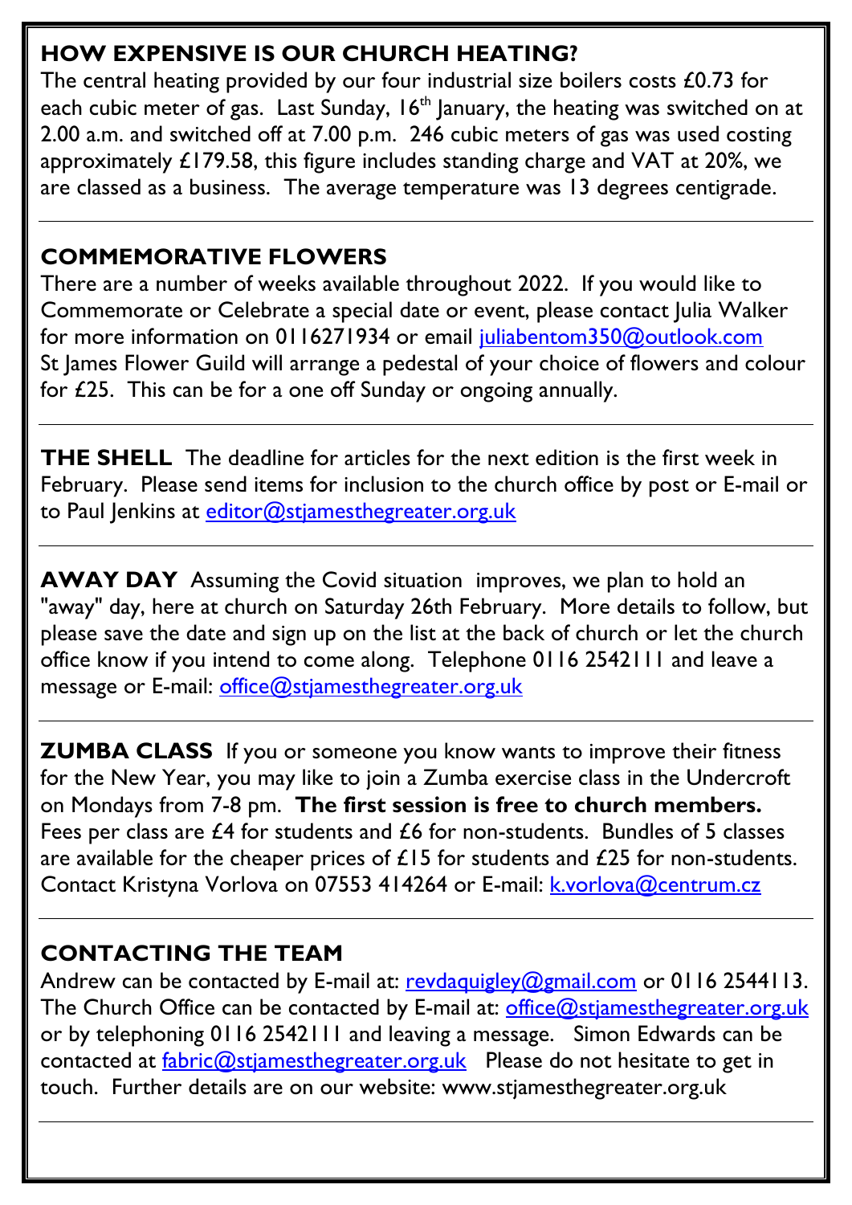## HOW EXPENSIVE IS OUR CHURCH HEATING?

The central heating provided by our four industrial size boilers costs £0.73 for each cubic meter of gas. Last Sunday, 16th January, the heating was switched on at 2.00 a.m. and switched off at 7.00 p.m. 246 cubic meters of gas was used costing approximately £179.58, this figure includes standing charge and VAT at 20%, we are classed as a business. The average temperature was 13 degrees centigrade.

---

## COMMEMORATIVE FLOWERS

There are a number of weeks available throughout 2022. If you would like to Commemorate or Celebrate a special date or event, please contact Julia Walker for more information on 0116271934 or email juliabentom350@outlook.com St James Flower Guild will arrange a pedestal of your choice of flowers and colour for £25. This can be for a one off Sunday or ongoing annually.

---

**THE SHELL** The deadline for articles for the next edition is the first week in February. Please send items for inclusion to the church office by post or E-mail or to Paul Jenkins at editor@stjamesthegreater.org.uk

---

**AWAY DAY** Assuming the Covid situation improves, we plan to hold an "away" day, here at church on Saturday 26th February. More details to follow, but please save the date and sign up on the list at the back of church or let the church office know if you intend to come along. Telephone 0116 2542111 and leave a message or E-mail: office@stjamesthegreater.org.uk

---

**ZUMBA CLASS** If you or someone you know wants to improve their fitness for the New Year, you may like to join a Zumba exercise class in the Undercroft on Mondays from 7-8 pm. **The first session is free to church members.** Fees per class are £4 for students and £6 for non-students. Bundles of 5 classes are available for the cheaper prices of £15 for students and £25 for non-students. Contact Kristyna Vorlova on 07553 414264 or E-mail: k.vorlova@centrum.cz

---

## CONTACTING THE TEAM

Andrew can be contacted by E-mail at: revdaquigley@gmail.com or 0116 2544113. The Church Office can be contacted by E-mail at: office@stjamesthegreater.org.uk or by telephoning 0116 2542111 and leaving a message. Simon Edwards can be contacted at fabric@stjamesthegreater.org.uk Please do not hesitate to get in touch. Further details are on our website: www.stjamesthegreater.org.uk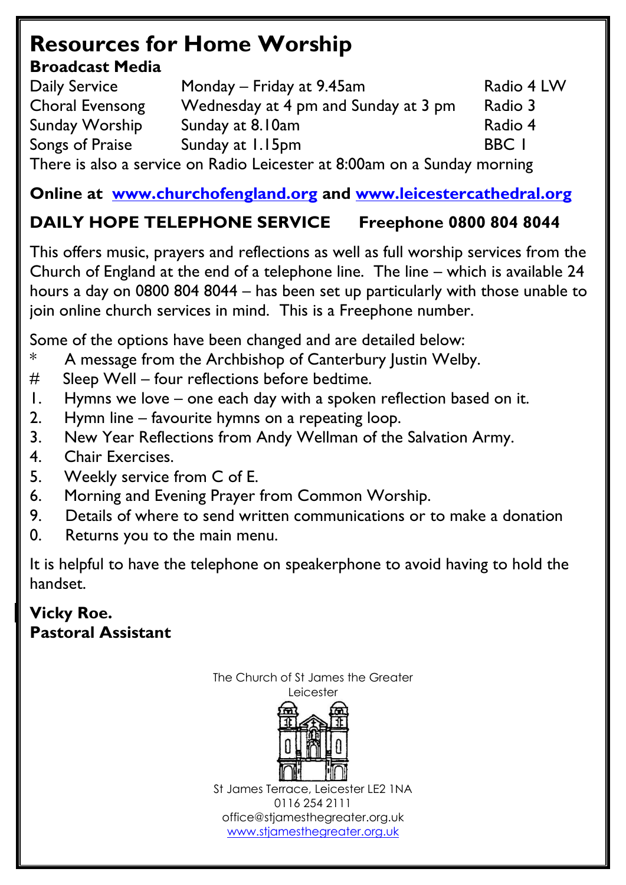# Resources for Home Worship

### Broadcast Media

| | | |
|---|---|---|
| Daily Service | Monday – Friday at 9.45am | Radio 4 LW |
| Choral Evensong | Wednesday at 4 pm and Sunday at 3 pm | Radio 3 |
| Sunday Worship | Sunday at 8.10am | Radio 4 |
| Songs of Praise | Sunday at 1.15pm | BBC 1 |

There is also a service on Radio Leicester at 8:00am on a Sunday morning

**Online at [www.churchofengland.org](www.churchofengland.org) and [www.leicestercathedral.org](www.leicestercathedral.org)**

## DAILY HOPE TELEPHONE SERVICE Freephone 0800 804 8044

This offers music, prayers and reflections as well as full worship services from the Church of England at the end of a telephone line. The line – which is available 24 hours a day on 0800 804 8044 – has been set up particularly with those unable to join online church services in mind. This is a Freephone number.

Some of the options have been changed and are detailed below:

\* A message from the Archbishop of Canterbury Justin Welby.
\# Sleep Well – four reflections before bedtime.
1. Hymns we love – one each day with a spoken reflection based on it.
2. Hymn line – favourite hymns on a repeating loop.
3. New Year Reflections from Andy Wellman of the Salvation Army.
4. Chair Exercises.
5. Weekly service from C of E.
6. Morning and Evening Prayer from Common Worship.
9. Details of where to send written communications or to make a donation
0. Returns you to the main menu.

It is helpful to have the telephone on speakerphone to avoid having to hold the handset.

**Vicky Roe.**
**Pastoral Assistant**

The Church of St James the Greater
Leicester

St James Terrace, Leicester LE2 1NA
0116 254 2111
office@stjamesthegreater.org.uk
[www.stjamesthegreater.org.uk](www.stjamesthegreater.org.uk)